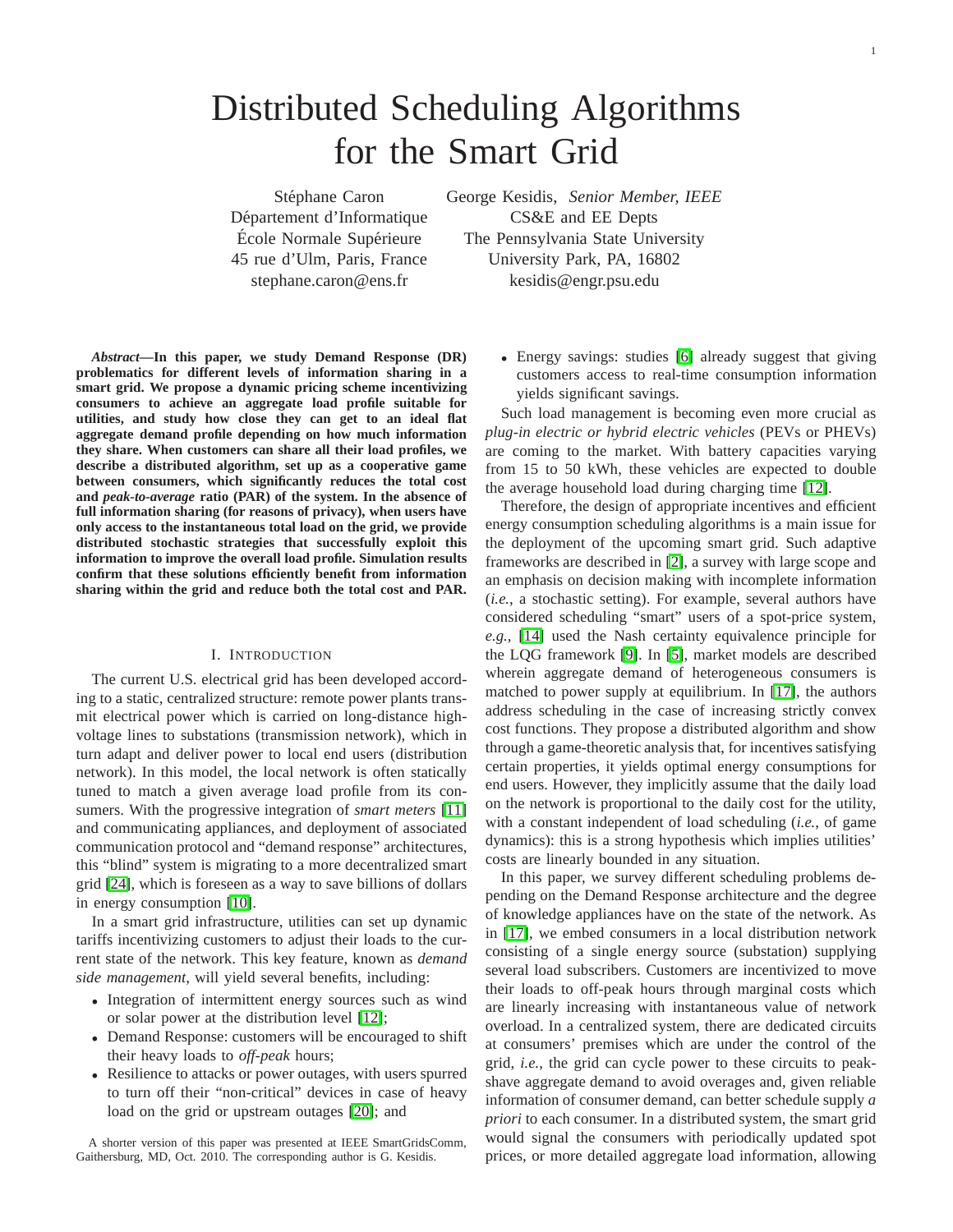# Distributed Scheduling Algorithms for the Smart Grid

Stéphane Caron
Département d'Informatique
École Normale Supérieure
45 rue d'Ulm, Paris, France
stephane.caron@ens.fr

George Kesidis, *Senior Member, IEEE*
CS&E and EE Depts
The Pennsylvania State University
University Park, PA, 16802
kesidis@engr.psu.edu

***Abstract*—In this paper, we study Demand Response (DR) problematics for different levels of information sharing in a smart grid. We propose a dynamic pricing scheme incentivizing consumers to achieve an aggregate load profile suitable for utilities, and study how close they can get to an ideal flat aggregate demand profile depending on how much information they share. When customers can share all their load profiles, we describe a distributed algorithm, set up as a cooperative game between consumers, which significantly reduces the total cost and *peak-to-average* ratio (PAR) of the system. In the absence of full information sharing (for reasons of privacy), when users have only access to the instantaneous total load on the grid, we provide distributed stochastic strategies that successfully exploit this information to improve the overall load profile. Simulation results confirm that these solutions efficiently benefit from information sharing within the grid and reduce both the total cost and PAR.**

## I. Introduction

The current U.S. electrical grid has been developed according to a static, centralized structure: remote power plants transmit electrical power which is carried on long-distance high-voltage lines to substations (transmission network), which in turn adapt and deliver power to local end users (distribution network). In this model, the local network is often statically tuned to match a given average load profile from its consumers. With the progressive integration of *smart meters* [11] and communicating appliances, and deployment of associated communication protocol and "demand response" architectures, this "blind" system is migrating to a more decentralized smart grid [24], which is foreseen as a way to save billions of dollars in energy consumption [10].

In a smart grid infrastructure, utilities can set up dynamic tariffs incentivizing customers to adjust their loads to the current state of the network. This key feature, known as *demand side management*, will yield several benefits, including:

- Integration of intermittent energy sources such as wind or solar power at the distribution level [12];
- Demand Response: customers will be encouraged to shift their heavy loads to *off-peak* hours;
- Resilience to attacks or power outages, with users spurred to turn off their "non-critical" devices in case of heavy load on the grid or upstream outages [20]; and
- Energy savings: studies [6] already suggest that giving customers access to real-time consumption information yields significant savings.

Such load management is becoming even more crucial as *plug-in electric or hybrid electric vehicles* (PEVs or PHEVs) are coming to the market. With battery capacities varying from 15 to 50 kWh, these vehicles are expected to double the average household load during charging time [12].

Therefore, the design of appropriate incentives and efficient energy consumption scheduling algorithms is a main issue for the deployment of the upcoming smart grid. Such adaptive frameworks are described in [2], a survey with large scope and an emphasis on decision making with incomplete information (*i.e.*, a stochastic setting). For example, several authors have considered scheduling "smart" users of a spot-price system, *e.g.*, [14] used the Nash certainty equivalence principle for the LQG framework [9]. In [5], market models are described wherein aggregate demand of heterogeneous consumers is matched to power supply at equilibrium. In [17], the authors address scheduling in the case of increasing strictly convex cost functions. They propose a distributed algorithm and show through a game-theoretic analysis that, for incentives satisfying certain properties, it yields optimal energy consumptions for end users. However, they implicitly assume that the daily load on the network is proportional to the daily cost for the utility, with a constant independent of load scheduling (*i.e.*, of game dynamics): this is a strong hypothesis which implies utilities' costs are linearly bounded in any situation.

In this paper, we survey different scheduling problems depending on the Demand Response architecture and the degree of knowledge appliances have on the state of the network. As in [17], we embed consumers in a local distribution network consisting of a single energy source (substation) supplying several load subscribers. Customers are incentivized to move their loads to off-peak hours through marginal costs which are linearly increasing with instantaneous value of network overload. In a centralized system, there are dedicated circuits at consumers' premises which are under the control of the grid, *i.e.*, the grid can cycle power to these circuits to peak-shave aggregate demand to avoid overages and, given reliable information of consumer demand, can better schedule supply *a priori* to each consumer. In a distributed system, the smart grid would signal the consumers with periodically updated spot prices, or more detailed aggregate load information, allowing

A shorter version of this paper was presented at IEEE SmartGridsComm, Gaithersburg, MD, Oct. 2010. The corresponding author is G. Kesidis.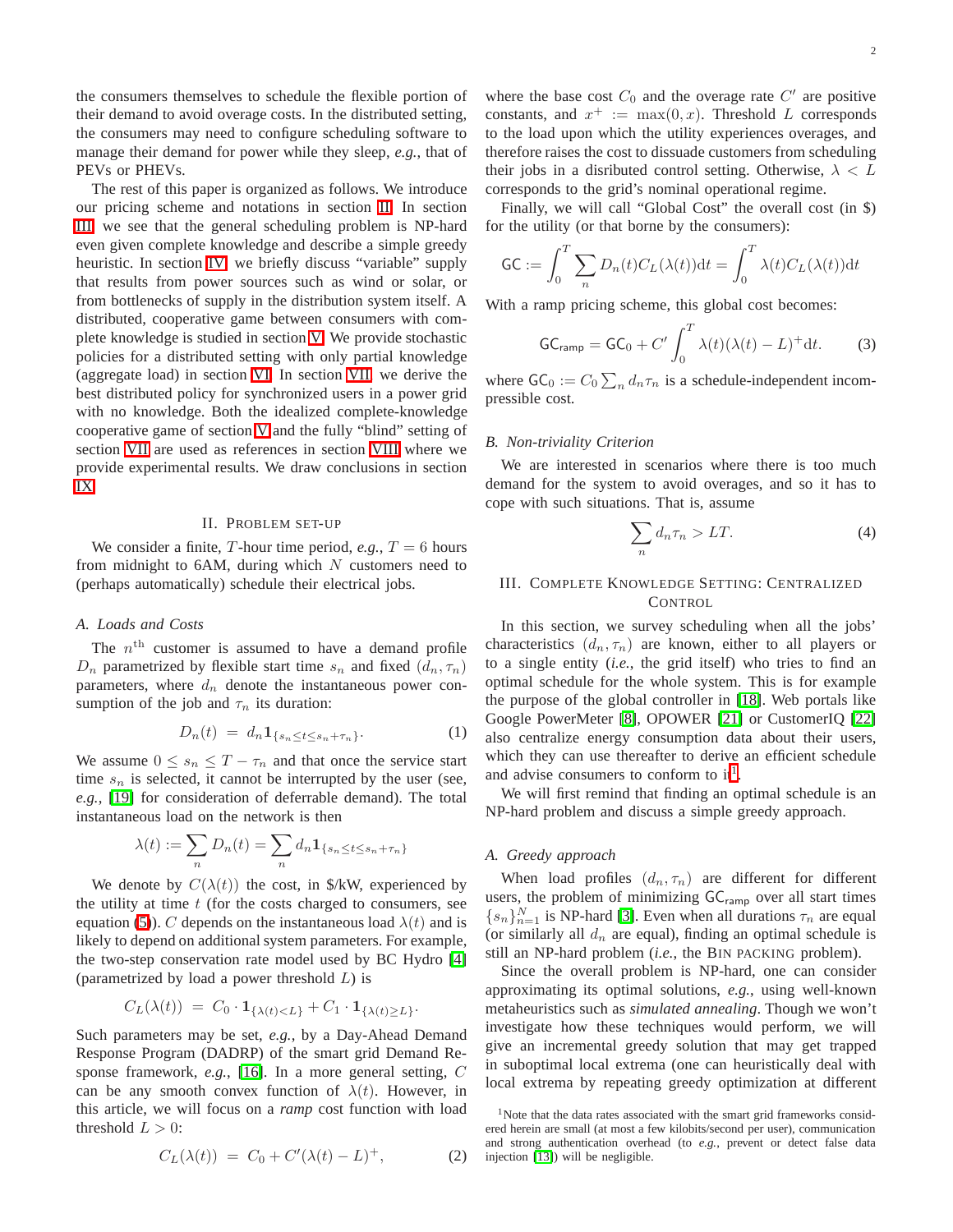the consumers themselves to schedule the flexible portion of their demand to avoid overage costs. In the distributed setting, the consumers may need to configure scheduling software to manage their demand for power while they sleep, *e.g.*, that of PEVs or PHEVs.

The rest of this paper is organized as follows. We introduce our pricing scheme and notations in section II. In section III, we see that the general scheduling problem is NP-hard even given complete knowledge and describe a simple greedy heuristic. In section IV, we briefly discuss "variable" supply that results from power sources such as wind or solar, or from bottlenecks of supply in the distribution system itself. A distributed, cooperative game between consumers with complete knowledge is studied in section V. We provide stochastic policies for a distributed setting with only partial knowledge (aggregate load) in section VI. In section VII, we derive the best distributed policy for synchronized users in a power grid with no knowledge. Both the idealized complete-knowledge cooperative game of section V and the fully "blind" setting of section VII are used as references in section VIII where we provide experimental results. We draw conclusions in section IX.

## II. Problem Set-up

We consider a finite, $T$-hour time period, *e.g.*, $T = 6$ hours from midnight to 6AM, during which $N$ customers need to (perhaps automatically) schedule their electrical jobs.

### A. Loads and Costs

The $n^{\text{th}}$ customer is assumed to have a demand profile $D_n$ parametrized by flexible start time $s_n$ and fixed $(d_n, \tau_n)$ parameters, where $d_n$ denote the instantaneous power consumption of the job and $\tau_n$ its duration:

$$D_n(t) \;=\; d_n \mathbf{1}_{\{s_n \le t \le s_n + \tau_n\}}. \tag{1}$$

We assume $0 \le s_n \le T - \tau_n$ and that once the service start time $s_n$ is selected, it cannot be interrupted by the user (see, *e.g.*, [19] for consideration of deferrable demand). The total instantaneous load on the network is then

$$\lambda(t) := \sum_n D_n(t) = \sum_n d_n \mathbf{1}_{\{s_n \le t \le s_n + \tau_n\}}$$

We denote by $C(\lambda(t))$ the cost, in \$/kW, experienced by the utility at time $t$ (for the costs charged to consumers, see equation (5)). $C$ depends on the instantaneous load $\lambda(t)$ and is likely to depend on additional system parameters. For example, the two-step conservation rate model used by BC Hydro [4] (parametrized by load a power threshold $L$) is

$$C_L(\lambda(t)) \;=\; C_0 \cdot \mathbf{1}_{\{\lambda(t) < L\}} + C_1 \cdot \mathbf{1}_{\{\lambda(t) \ge L\}}.$$

Such parameters may be set, *e.g.*, by a Day-Ahead Demand Response Program (DADRP) of the smart grid Demand Response framework, *e.g.*, [16]. In a more general setting, $C$ can be any smooth convex function of $\lambda(t)$. However, in this article, we will focus on a *ramp* cost function with load threshold $L > 0$:

$$C_L(\lambda(t)) \;=\; C_0 + C'(\lambda(t) - L)^+, \tag{2}$$

where the base cost $C_0$ and the overage rate $C'$ are positive constants, and $x^+ := \max(0, x)$. Threshold $L$ corresponds to the load upon which the utility experiences overages, and therefore raises the cost to dissuade customers from scheduling their jobs in a disributed control setting. Otherwise, $\lambda < L$ corresponds to the grid's nominal operational regime.

Finally, we will call "Global Cost" the overall cost (in \$) for the utility (or that borne by the consumers):

$$\mathsf{GC} := \int_0^T \sum_n D_n(t) C_L(\lambda(t)) \mathrm{d}t = \int_0^T \lambda(t) C_L(\lambda(t)) \mathrm{d}t$$

With a ramp pricing scheme, this global cost becomes:

$$\mathsf{GC}_{\mathsf{ramp}} = \mathsf{GC}_0 + C' \int_0^T \lambda(t)(\lambda(t) - L)^+ \mathrm{d}t. \tag{3}$$

where $\mathsf{GC}_0 := C_0 \sum_n d_n \tau_n$ is a schedule-independent incompressible cost.

### B. Non-triviality Criterion

We are interested in scenarios where there is too much demand for the system to avoid overages, and so it has to cope with such situations. That is, assume

$$\sum_n d_n \tau_n > LT. \tag{4}$$

## III. Complete Knowledge Setting: Centralized Control

In this section, we survey scheduling when all the jobs' characteristics $(d_n, \tau_n)$ are known, either to all players or to a single entity (*i.e.*, the grid itself) who tries to find an optimal schedule for the whole system. This is for example the purpose of the global controller in [18]. Web portals like Google PowerMeter [8], OPOWER [21] or CustomerIQ [22] also centralize energy consumption data about their users, which they can use thereafter to derive an efficient schedule and advise consumers to conform to it[1].

We will first remind that finding an optimal schedule is an NP-hard problem and discuss a simple greedy approach.

### A. Greedy approach

When load profiles $(d_n, \tau_n)$ are different for different users, the problem of minimizing $\mathsf{GC}_{\mathsf{ramp}}$ over all start times $\{s_n\}_{n=1}^N$ is NP-hard [3]. Even when all durations $\tau_n$ are equal (or similarly all $d_n$ are equal), finding an optimal schedule is still an NP-hard problem (*i.e.*, the Bin packing problem).

Since the overall problem is NP-hard, one can consider approximating its optimal solutions, *e.g.*, using well-known metaheuristics such as *simulated annealing*. Though we won't investigate how these techniques would perform, we will give an incremental greedy solution that may get trapped in suboptimal local extrema (one can heuristically deal with local extrema by repeating greedy optimization at different

[1] Note that the data rates associated with the smart grid frameworks considered herein are small (at most a few kilobits/second per user), communication and strong authentication overhead (to *e.g.*, prevent or detect false data injection [13]) will be negligible.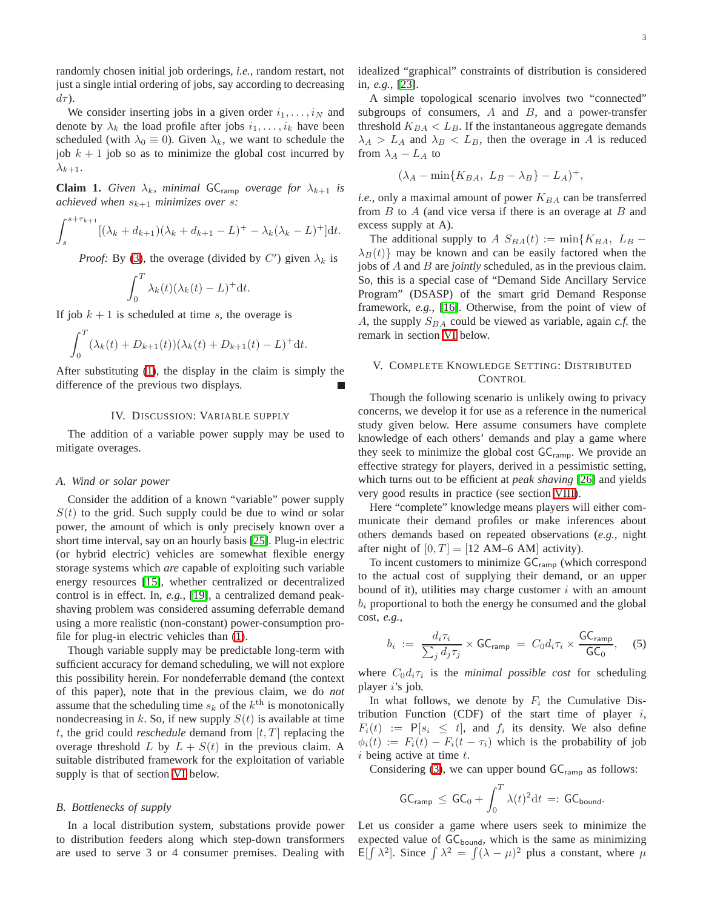randomly chosen initial job orderings, *i.e.*, random restart, not just a single intial ordering of jobs, say according to decreasing $d\tau$).

We consider inserting jobs in a given order $i_1, \ldots, i_N$ and denote by $\lambda_k$ the load profile after jobs $i_1, \ldots, i_k$ have been scheduled (with $\lambda_0 \equiv 0$). Given $\lambda_k$, we want to schedule the job $k+1$ job so as to minimize the global cost incurred by $\lambda_{k+1}$.

**Claim 1.** *Given $\lambda_k$, minimal $\mathsf{GC}_{\mathsf{ramp}}$ overage for $\lambda_{k+1}$ is achieved when $s_{k+1}$ minimizes over $s$:*

$$\int_s^{s+\tau_{k+1}} [(\lambda_k + d_{k+1})(\lambda_k + d_{k+1} - L)^+ - \lambda_k(\lambda_k - L)^+] \mathrm{d}t.$$

*Proof:* By (3), the overage (divided by $C'$) given $\lambda_k$ is

$$\int_0^T \lambda_k(t)(\lambda_k(t) - L)^+ \mathrm{d}t.$$

If job $k+1$ is scheduled at time $s$, the overage is

$$\int_0^T (\lambda_k(t) + D_{k+1}(t))(\lambda_k(t) + D_{k+1}(t) - L)^+ \mathrm{d}t.$$

After substituting (1), the display in the claim is simply the difference of the previous two displays. ■

## IV. Discussion: Variable supply

The addition of a variable power supply may be used to mitigate overages.

### A. Wind or solar power

Consider the addition of a known "variable" power supply $S(t)$ to the grid. Such supply could be due to wind or solar power, the amount of which is only precisely known over a short time interval, say on an hourly basis [25]. Plug-in electric (or hybrid electric) vehicles are somewhat flexible energy storage systems which *are* capable of exploiting such variable energy resources [15], whether centralized or decentralized control is in effect. In, *e.g.*, [19], a centralized demand peak-shaving problem was considered assuming deferrable demand using a more realistic (non-constant) power-consumption profile for plug-in electric vehicles than (1).

Though variable supply may be predictable long-term with sufficient accuracy for demand scheduling, we will not explore this possibility herein. For nondeferrable demand (the context of this paper), note that in the previous claim, we do *not* assume that the scheduling time $s_k$ of the $k^{\text{th}}$ is monotonically nondecreasing in $k$. So, if new supply $S(t)$ is available at time $t$, the grid could *reschedule* demand from $[t, T]$ replacing the overage threshold $L$ by $L + S(t)$ in the previous claim. A suitable distributed framework for the exploitation of variable supply is that of section VI below.

### B. Bottlenecks of supply

In a local distribution system, substations provide power to distribution feeders along which step-down transformers are used to serve 3 or 4 consumer premises. Dealing with idealized "graphical" constraints of distribution is considered in, *e.g.*, [23].

A simple topological scenario involves two "connected" subgroups of consumers, $A$ and $B$, and a power-transfer threshold $K_{BA} < L_B$. If the instantaneous aggregate demands $\lambda_A > L_A$ and $\lambda_B < L_B$, then the overage in $A$ is reduced from $\lambda_A - L_A$ to

$$(\lambda_A - \min\{K_{BA},\ L_B - \lambda_B\} - L_A)^+,$$

*i.e.*, only a maximal amount of power $K_{BA}$ can be transferred from $B$ to $A$ (and vice versa if there is an overage at $B$ and excess supply at A).

The additional supply to $A$ $S_{BA}(t) := \min\{K_{BA},\ L_B - \lambda_B(t)\}$ may be known and can be easily factored when the jobs of $A$ and $B$ are *jointly* scheduled, as in the previous claim. So, this is a special case of "Demand Side Ancillary Service Program" (DSASP) of the smart grid Demand Response framework, *e.g.*, [16]. Otherwise, from the point of view of $A$, the supply $S_{BA}$ could be viewed as variable, again *c.f.* the remark in section VI below.

## V. Complete Knowledge Setting: Distributed Control

Though the following scenario is unlikely owing to privacy concerns, we develop it for use as a reference in the numerical study given below. Here assume consumers have complete knowledge of each others' demands and play a game where they seek to minimize the global cost $\mathsf{GC}_{\mathsf{ramp}}$. We provide an effective strategy for players, derived in a pessimistic setting, which turns out to be efficient at *peak shaving* [26] and yields very good results in practice (see section VIII).

Here "complete" knowledge means players will either communicate their demand profiles or make inferences about others demands based on repeated observations (*e.g.*, night after night of $[0, T] = [12\text{ AM–}6\text{ AM}]$ activity).

To incent customers to minimize $\mathsf{GC}_{\mathsf{ramp}}$ (which correspond to the actual cost of supplying their demand, or an upper bound of it), utilities may charge customer $i$ with an amount $b_i$ proportional to both the energy he consumed and the global cost, *e.g.*,

$$b_i \ := \ \frac{d_i \tau_i}{\sum_j d_j \tau_j} \times \mathsf{GC}_{\mathsf{ramp}} \ = \ C_0 d_i \tau_i \times \frac{\mathsf{GC}_{\mathsf{ramp}}}{\mathsf{GC}_0}, \qquad (5)$$

where $C_0 d_i \tau_i$ is the *minimal possible cost* for scheduling player $i$'s job.

In what follows, we denote by $F_i$ the Cumulative Distribution Function (CDF) of the start time of player $i$, $F_i(t) := \mathsf{P}[s_i \leq t]$, and $f_i$ its density. We also define $\phi_i(t) := F_i(t) - F_i(t - \tau_i)$ which is the probability of job $i$ being active at time $t$.

Considering (3), we can upper bound $\mathsf{GC}_{\mathsf{ramp}}$ as follows:

$$\mathsf{GC}_{\mathsf{ramp}} \ \leq \ \mathsf{GC}_0 + \int_0^T \lambda(t)^2 \mathrm{d}t \ =: \ \mathsf{GC}_{\mathsf{bound}}.$$

Let us consider a game where users seek to minimize the expected value of $\mathsf{GC}_{\mathsf{bound}}$, which is the same as minimizing $\mathsf{E}[\int \lambda^2]$. Since $\int \lambda^2 = \int (\lambda - \mu)^2$ plus a constant, where $\mu$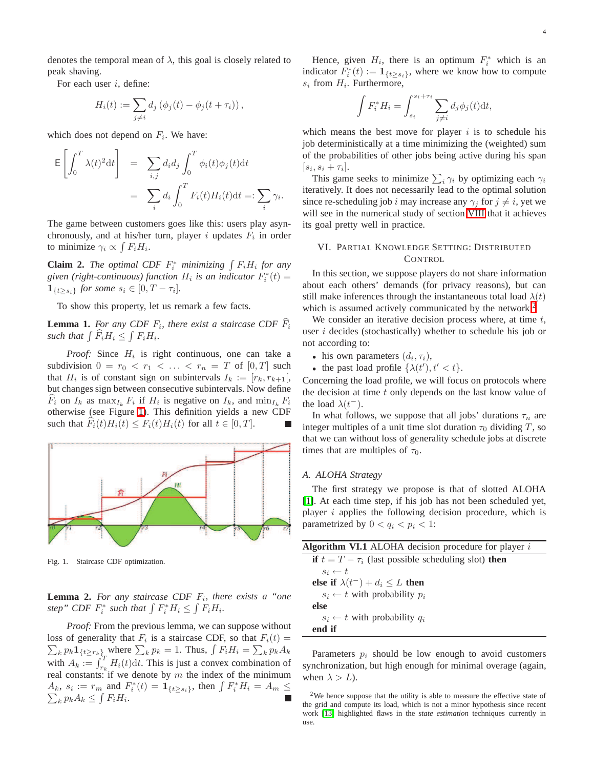denotes the temporal mean of $\lambda$, this goal is closely related to peak shaving.

For each user $i$, define:

$$H_i(t) := \sum_{j \neq i} d_j \left(\phi_j(t) - \phi_j(t + \tau_i)\right),$$

which does not depend on $F_i$. We have:

$$\begin{aligned}
\mathsf{E}\left[\int_0^T \lambda(t)^2 \mathrm{d}t\right] &= \sum_{i,j} d_i d_j \int_0^T \phi_i(t)\phi_j(t)\mathrm{d}t \\
&= \sum_i d_i \int_0^T F_i(t) H_i(t)\mathrm{d}t =: \sum_i \gamma_i.
\end{aligned}$$

The game between customers goes like this: users play asynchronously, and at his/her turn, player $i$ updates $F_i$ in order to minimize $\gamma_i \propto \int F_i H_i$.

**Claim 2.** *The optimal CDF $F_i^*$ minimizing $\int F_i H_i$ for any given (right-continuous) function $H_i$ is an indicator $F_i^*(t) = \mathbf{1}_{\{t \geq s_i\}}$ for some $s_i \in [0, T - \tau_i]$.*

To show this property, let us remark a few facts.

**Lemma 1.** *For any CDF $F_i$, there exist a staircase CDF $\widehat{F}_i$ such that $\int \widehat{F}_i H_i \leq \int F_i H_i$.*

*Proof:* Since $H_i$ is right continuous, one can take a subdivision $0 = r_0 < r_1 < \ldots < r_n = T$ of $[0, T]$ such that $H_i$ is of constant sign on subintervals $I_k := [r_k, r_{k+1}[$, but changes sign between consecutive subintervals. Now define $\widehat{F}_i$ on $I_k$ as $\max_{I_k} F_i$ if $H_i$ is negative on $I_k$, and $\min_{I_k} F_i$ otherwise (see Figure 1). This definition yields a new CDF such that $\widehat{F}_i(t)H_i(t) \leq F_i(t)H_i(t)$ for all $t \in [0, T]$. ∎

Fig. 1. Staircase CDF optimization.

**Lemma 2.** *For any staircase CDF $F_i$, there exists a "one step" CDF $F_i^*$ such that $\int F_i^* H_i \leq \int F_i H_i$.*

*Proof:* From the previous lemma, we can suppose without loss of generality that $F_i$ is a staircase CDF, so that $F_i(t) = \sum_k p_k \mathbf{1}_{\{t \geq r_k\}}$ where $\sum_k p_k = 1$. Thus, $\int F_i H_i = \sum_k p_k A_k$ with $A_k := \int_{r_k}^T H_i(t)\mathrm{d}t$. This is just a convex combination of real constants: if we denote by $m$ the index of the minimum $A_k$, $s_i := r_m$ and $F_i^*(t) = \mathbf{1}_{\{t \geq s_i\}}$, then $\int F_i^* H_i = A_m \leq \sum_k p_k A_k \leq \int F_i H_i$. ∎

Hence, given $H_i$, there is an optimum $F_i^*$ which is an indicator $F_i^*(t) := \mathbf{1}_{\{t \geq s_i\}}$, where we know how to compute $s_i$ from $H_i$. Furthermore,

$$\int F_i^* H_i = \int_{s_i}^{s_i + \tau_i} \sum_{j \neq i} d_j \phi_j(t)\mathrm{d}t,$$

which means the best move for player $i$ is to schedule his job deterministically at a time minimizing the (weighted) sum of the probabilities of other jobs being active during his span $[s_i, s_i + \tau_i]$.

This game seeks to minimize $\sum_i \gamma_i$ by optimizing each $\gamma_i$ iteratively. It does not necessarily lead to the optimal solution since re-scheduling job $i$ may increase any $\gamma_j$ for $j \neq i$, yet we will see in the numerical study of section VIII that it achieves its goal pretty well in practice.

## VI. Partial Knowledge Setting: Distributed Control

In this section, we suppose players do not share information about each others' demands (for privacy reasons), but can still make inferences through the instantaneous total load $\lambda(t)$ which is assumed actively communicated by the network[2].

We consider an iterative decision process where, at time $t$, user $i$ decides (stochastically) whether to schedule his job or not according to:

- his own parameters $(d_i, \tau_i)$,
- the past load profile $\{\lambda(t'), t' < t\}$.

Concerning the load profile, we will focus on protocols where the decision at time $t$ only depends on the last know value of the load $\lambda(t^-)$.

In what follows, we suppose that all jobs' durations $\tau_n$ are integer multiples of a unit time slot duration $\tau_0$ dividing $T$, so that we can without loss of generality schedule jobs at discrete times that are multiples of $\tau_0$.

### A. ALOHA Strategy

The first strategy we propose is that of slotted ALOHA [1]. At each time step, if his job has not been scheduled yet, player $i$ applies the following decision procedure, which is parametrized by $0 < q_i < p_i < 1$:

**Algorithm VI.1** ALOHA decision procedure for player $i$

```
if t = T − τ_i (last possible scheduling slot) then
    s_i ← t
else if λ(t⁻) + d_i ≤ L then
    s_i ← t with probability p_i
else
    s_i ← t with probability q_i
end if
```

Parameters $p_i$ should be low enough to avoid customers synchronization, but high enough for minimal overage (again, when $\lambda > L$).

[2] We hence suppose that the utility is able to measure the effective state of the grid and compute its load, which is not a minor hypothesis since recent work [13] highlighted flaws in the *state estimation* techniques currently in use.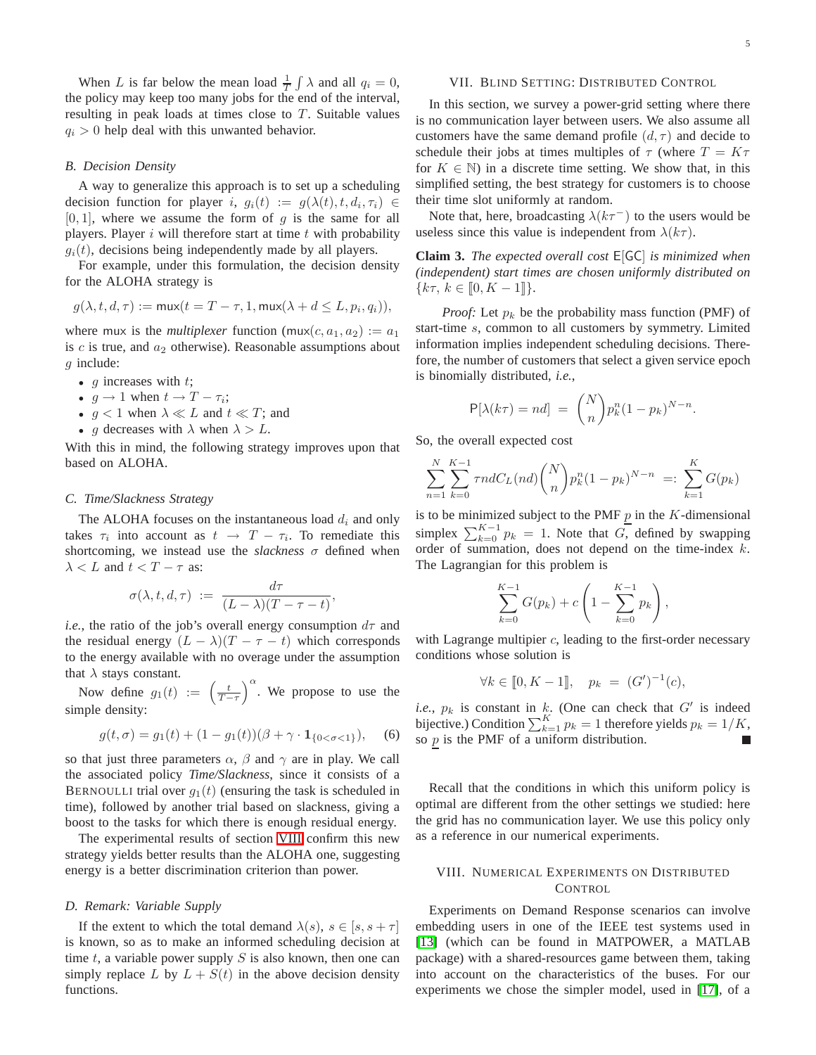When $L$ is far below the mean load $\frac{1}{T}\int \lambda$ and all $q_i = 0$, the policy may keep too many jobs for the end of the interval, resulting in peak loads at times close to $T$. Suitable values $q_i > 0$ help deal with this unwanted behavior.

### B. Decision Density

A way to generalize this approach is to set up a scheduling decision function for player $i$, $g_i(t) := g(\lambda(t), t, d_i, \tau_i) \in [0,1]$, where we assume the form of $g$ is the same for all players. Player $i$ will therefore start at time $t$ with probability $g_i(t)$, decisions being independently made by all players.

For example, under this formulation, the decision density for the ALOHA strategy is

$$g(\lambda, t, d, \tau) := \mathsf{mux}(t = T - \tau, 1, \mathsf{mux}(\lambda + d \leq L, p_i, q_i)),$$

where $\mathsf{mux}$ is the *multiplexer* function ($\mathsf{mux}(c, a_1, a_2) := a_1$ is $c$ is true, and $a_2$ otherwise). Reasonable assumptions about $g$ include:

- $g$ increases with $t$;
- $g \to 1$ when $t \to T - \tau_i$;
- $g < 1$ when $\lambda \ll L$ and $t \ll T$; and
- $g$ decreases with $\lambda$ when $\lambda > L$.

With this in mind, the following strategy improves upon that based on ALOHA.

### C. Time/Slackness Strategy

The ALOHA focuses on the instantaneous load $d_i$ and only takes $\tau_i$ into account as $t \to T - \tau_i$. To remediate this shortcoming, we instead use the *slackness* $\sigma$ defined when $\lambda < L$ and $t < T - \tau$ as:

$$\sigma(\lambda, t, d, \tau) := \frac{d\tau}{(L - \lambda)(T - \tau - t)},$$

*i.e.*, the ratio of the job's overall energy consumption $d\tau$ and the residual energy $(L - \lambda)(T - \tau - t)$ which corresponds to the energy available with no overage under the assumption that $\lambda$ stays constant.

Now define $g_1(t) := \left(\frac{t}{T-\tau}\right)^\alpha$. We propose to use the simple density:

$$g(t, \sigma) = g_1(t) + (1 - g_1(t))(\beta + \gamma \cdot \mathbf{1}_{\{0<\sigma<1\}}), \quad (6)$$

so that just three parameters $\alpha$, $\beta$ and $\gamma$ are in play. We call the associated policy *Time/Slackness*, since it consists of a BERNOULLI trial over $g_1(t)$ (ensuring the task is scheduled in time), followed by another trial based on slackness, giving a boost to the tasks for which there is enough residual energy.

The experimental results of section VIII confirm this new strategy yields better results than the ALOHA one, suggesting energy is a better discrimination criterion than power.

### D. Remark: Variable Supply

If the extent to which the total demand $\lambda(s)$, $s \in [s, s + \tau]$ is known, so as to make an informed scheduling decision at time $t$, a variable power supply $S$ is also known, then one can simply replace $L$ by $L + S(t)$ in the above decision density functions.

## VII. Blind Setting: Distributed Control

In this section, we survey a power-grid setting where there is no communication layer between users. We also assume all customers have the same demand profile $(d, \tau)$ and decide to schedule their jobs at times multiples of $\tau$ (where $T = K\tau$ for $K \in \mathbb{N}$) in a discrete time setting. We show that, in this simplified setting, the best strategy for customers is to choose their time slot uniformly at random.

Note that, here, broadcasting $\lambda(k\tau^-)$ to the users would be useless since this value is independent from $\lambda(k\tau)$.

**Claim 3.** *The expected overall cost* $\mathsf{E}[\mathsf{GC}]$ *is minimized when (independent) start times are chosen uniformly distributed on* $\{k\tau,\ k \in [\![0, K-1]\!]\}$.

*Proof:* Let $p_k$ be the probability mass function (PMF) of start-time $s$, common to all customers by symmetry. Limited information implies independent scheduling decisions. Therefore, the number of customers that select a given service epoch is binomially distributed, *i.e.*,

$$\mathsf{P}[\lambda(k\tau) = nd] = \binom{N}{n} p_k^n (1 - p_k)^{N-n}.$$

So, the overall expected cost

$$\sum_{n=1}^{N} \sum_{k=0}^{K-1} \tau n d C_L(nd) \binom{N}{n} p_k^n (1 - p_k)^{N-n} =: \sum_{k=1}^{K} G(p_k)$$

is to be minimized subject to the PMF $\underline{p}$ in the $K$-dimensional simplex $\sum_{k=0}^{K-1} p_k = 1$. Note that $G$, defined by swapping order of summation, does not depend on the time-index $k$. The Lagrangian for this problem is

$$\sum_{k=0}^{K-1} G(p_k) + c\left(1 - \sum_{k=0}^{K-1} p_k\right),$$

with Lagrange multipier $c$, leading to the first-order necessary conditions whose solution is

$$\forall k \in [\![0, K-1]\!], \quad p_k = (G')^{-1}(c),$$

*i.e.*, $p_k$ is constant in $k$. (One can check that $G'$ is indeed bijective.) Condition $\sum_{k=1}^{K} p_k = 1$ therefore yields $p_k = 1/K$, so $\underline{p}$ is the PMF of a uniform distribution. ∎

Recall that the conditions in which this uniform policy is optimal are different from the other settings we studied: here the grid has no communication layer. We use this policy only as a reference in our numerical experiments.

## VIII. Numerical Experiments on Distributed Control

Experiments on Demand Response scenarios can involve embedding users in one of the IEEE test systems used in [13] (which can be found in MATPOWER, a MATLAB package) with a shared-resources game between them, taking into account on the characteristics of the buses. For our experiments we chose the simpler model, used in [17], of a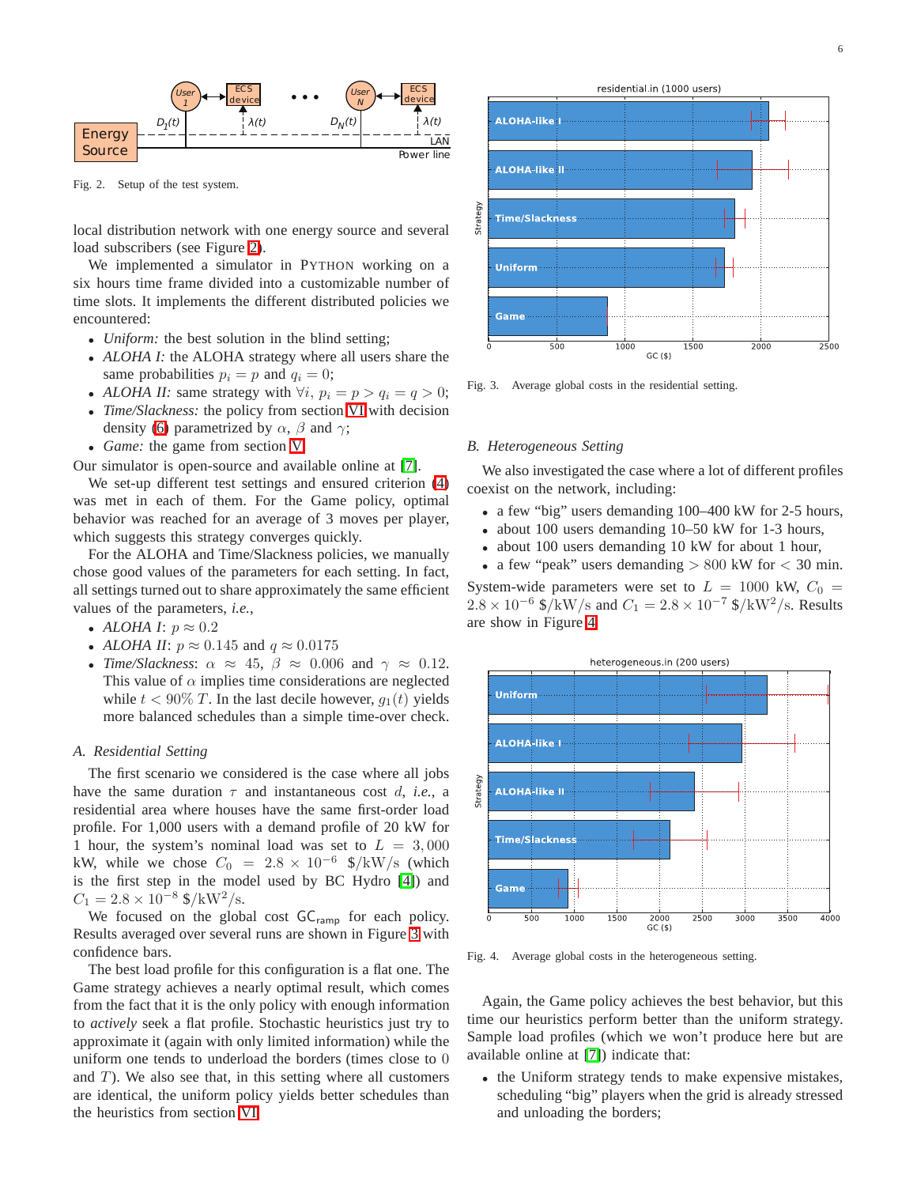Fig. 2. Setup of the test system.

local distribution network with one energy source and several load subscribers (see Figure 2).

We implemented a simulator in PYTHON working on a six hours time frame divided into a customizable number of time slots. It implements the different distributed policies we encountered:

- *Uniform:* the best solution in the blind setting;
- *ALOHA I:* the ALOHA strategy where all users share the same probabilities $p_i = p$ and $q_i = 0$;
- *ALOHA II:* same strategy with $\forall i,\ p_i = p > q_i = q > 0$;
- *Time/Slackness:* the policy from section VI with decision density (6) parametrized by $\alpha$, $\beta$ and $\gamma$;
- *Game:* the game from section V.

Our simulator is open-source and available online at [7].

We set-up different test settings and ensured criterion (4) was met in each of them. For the Game policy, optimal behavior was reached for an average of 3 moves per player, which suggests this strategy converges quickly.

For the ALOHA and Time/Slackness policies, we manually chose good values of the parameters for each setting. In fact, all settings turned out to share approximately the same efficient values of the parameters, *i.e.*,

- *ALOHA I*: $p \approx 0.2$
- *ALOHA II*: $p \approx 0.145$ and $q \approx 0.0175$
- *Time/Slackness*: $\alpha \approx 45$, $\beta \approx 0.006$ and $\gamma \approx 0.12$. This value of $\alpha$ implies time considerations are neglected while $t < 90\%\ T$. In the last decile however, $g_1(t)$ yields more balanced schedules than a simple time-over check.

### A. Residential Setting

The first scenario we considered is the case where all jobs have the same duration $\tau$ and instantaneous cost $d$, *i.e.*, a residential area where houses have the same first-order load profile. For 1,000 users with a demand profile of 20 kW for 1 hour, the system's nominal load was set to $L = 3,000$ kW, while we chose $C_0 = 2.8 \times 10^{-6}$ \$/kW/s (which is the first step in the model used by BC Hydro [4]) and $C_1 = 2.8 \times 10^{-8}$ \$/kW$^2$/s.

We focused on the global cost $\mathsf{GC}_{\mathsf{ramp}}$ for each policy. Results averaged over several runs are shown in Figure 3 with confidence bars.

The best load profile for this configuration is a flat one. The Game strategy achieves a nearly optimal result, which comes from the fact that it is the only policy with enough information to *actively* seek a flat profile. Stochastic heuristics just try to approximate it (again with only limited information) while the uniform one tends to underload the borders (times close to 0 and $T$). We also see that, in this setting where all customers are identical, the uniform policy yields better schedules than the heuristics from section VI.

Fig. 3. Average global costs in the residential setting.

### B. Heterogeneous Setting

We also investigated the case where a lot of different profiles coexist on the network, including:

- a few "big" users demanding 100–400 kW for 2-5 hours,
- about 100 users demanding 10–50 kW for 1-3 hours,
- about 100 users demanding 10 kW for about 1 hour,
- a few "peak" users demanding $> 800$ kW for $< 30$ min.

System-wide parameters were set to $L = 1000$ kW, $C_0 = 2.8 \times 10^{-6}$ \$/kW/s and $C_1 = 2.8 \times 10^{-7}$ \$/kW$^2$/s. Results are show in Figure 4.

Fig. 4. Average global costs in the heterogeneous setting.

Again, the Game policy achieves the best behavior, but this time our heuristics perform better than the uniform strategy. Sample load profiles (which we won't produce here but are available online at [7]) indicate that:

- the Uniform strategy tends to make expensive mistakes, scheduling "big" players when the grid is already stressed and unloading the borders;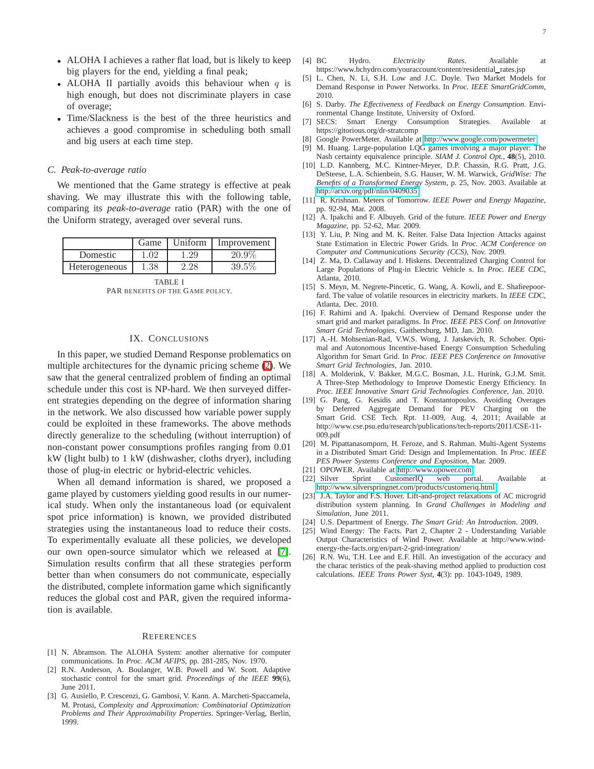- ALOHA I achieves a rather flat load, but is likely to keep big players for the end, yielding a final peak;
- ALOHA II partially avoids this behaviour when $q$ is high enough, but does not discriminate players in case of overage;
- Time/Slackness is the best of the three heuristics and achieves a good compromise in scheduling both small and big users at each time step.

### C. Peak-to-average ratio

We mentioned that the Game strategy is effective at peak shaving. We may illustrate this with the following table, comparing its *peak-to-average* ratio (PAR) with the one of the Uniform strategy, averaged over several runs.

| | Game | Uniform | Improvement |
|---|---|---|---|
| Domestic | 1.02 | 1.29 | 20.9% |
| Heterogeneous | 1.38 | 2.28 | 39.5% |

TABLE I
PAR BENEFITS OF THE GAME POLICY.

## IX. CONCLUSIONS

In this paper, we studied Demand Response problematics on multiple architectures for the dynamic pricing scheme (2). We saw that the general centralized problem of finding an optimal schedule under this cost is NP-hard. We then surveyed different strategies depending on the degree of information sharing in the network. We also discussed how variable power supply could be exploited in these frameworks. The above methods directly generalize to the scheduling (without interruption) of non-constant power consumptions profiles ranging from 0.01 kW (light bulb) to 1 kW (dishwasher, cloths dryer), including those of plug-in electric or hybrid-electric vehicles.

When all demand information is shared, we proposed a game played by customers yielding good results in our numerical study. When only the instantaneous load (or equivalent spot price information) is known, we provided distributed strategies using the instantaneous load to reduce their costs. To experimentally evaluate all these policies, we developed our own open-source simulator which we released at [7]. Simulation results confirm that all these strategies perform better than when consumers do not communicate, especially the distributed, complete information game which significantly reduces the global cost and PAR, given the required information is available.

## REFERENCES

[1] N. Abramson. The ALOHA System: another alternative for computer communications. In *Proc. ACM AFIPS*, pp. 281-285, Nov. 1970.

[2] R.N. Anderson, A. Boulanger, W.B. Powell and W. Scott. Adaptive stochastic control for the smart grid. *Proceedings of the IEEE* **99**(6), June 2011.

[3] G. Ausiello, P. Crescenzi, G. Gambosi, V. Kann. A. Marcheti-Spaccamela, M. Protasi, *Complexity and Approximation: Combinatorial Optimization Problems and Their Approximability Properties*. Springer-Verlag, Berlin, 1999.

[4] BC Hydro. *Electricity Rates*. Available at https://www.bchydro.com/youraccount/content/residential_rates.jsp

[5] L. Chen, N. Li, S.H. Low and J.C. Doyle. Two Market Models for Demand Response in Power Networks. In *Proc. IEEE SmartGridComm*, 2010.

[6] S. Darby. *The Effectiveness of Feedback on Energy Consumption*. Environmental Change Institute, University of Oxford.

[7] SECS: Smart Energy Consumption Strategies. Available at https://gitorious.org/dr-stratcomp

[8] Google PowerMeter. Available at http://www.google.com/powermeter

[9] M. Huang. Large-population LQG games involving a major player: The Nash certainty equivalence principle. *SIAM J. Control Opt.*, **48**(5), 2010.

[10] L.D. Kannberg, M.C. Kintner-Meyer, D.P. Chassin, R.G. Pratt, J.G. DeSteese, L.A. Schienbein, S.G. Hauser, W. M. Warwick, *GridWise: The Benefits of a Transformed Energy System*, p. 25, Nov. 2003. Available at http://arxiv.org/pdf/nlin/0409035

[11] R. Krishnan. Meters of Tomorrow. *IEEE Power and Energy Magazine*, pp. 92-94, Mar. 2008.

[12] A. Ipakchi and F. Albuyeh. Grid of the future. *IEEE Power and Energy Magazine*, pp. 52-62, Mar. 2009.

[13] Y. Liu, P. Ning and M. K. Reiter. False Data Injection Attacks against State Estimation in Electric Power Grids. In *Proc. ACM Conference on Computer and Communications Security (CCS)*, Nov. 2009.

[14] Z. Ma, D. Callaway and I. Hiskens. Decentralized Charging Control for Large Populations of Plug-in Electric Vehicle s. In *Proc. IEEE CDC*, Atlanta, 2010.

[15] S. Meyn, M. Negrete-Pincetic, G. Wang, A. Kowli, and E. Shafieepoorfard. The value of volatile resources in electricity markets. In *IEEE CDC*, Atlanta, Dec. 2010.

[16] F. Rahimi and A. Ipakchi. Overview of Demand Response under the smart grid and market paradigms. In *Proc. IEEE PES Conf. on Innovative Smart Grid Technologies*, Gaithersburg, MD, Jan. 2010.

[17] A.-H. Mohsenian-Rad, V.W.S. Wong, J. Jatskevich, R. Schober. Optimal and Autonomous Incentive-based Energy Consumption Scheduling Algorithm for Smart Grid. In *Proc. IEEE PES Conference on Innovative Smart Grid Technologies*, Jan. 2010.

[18] A. Molderink, V. Bakker, M.G.C. Bosman, J.L. Hurink, G.J.M. Smit. A Three-Step Methodology to Improve Domestic Energy Efficiency. In *Proc. IEEE Innovative Smart Grid Technologies Conference*, Jan. 2010.

[19] G. Pang, G. Kesidis and T. Konstantopoulos. Avoiding Overages by Deferred Aggregate Demand for PEV Charging on the Smart Grid. CSE Tech. Rpt. 11-009, Aug. 4, 2011; Available at http://www.cse.psu.edu/research/publications/tech-reports/2011/CSE-11-009.pdf

[20] M. Pipattanasomporn, H. Feroze, and S. Rahman. Multi-Agent Systems in a Distributed Smart Grid: Design and Implementation. In *Proc. IEEE PES Power Systems Conference and Exposition*, Mar. 2009.

[21] OPOWER. Available at http://www.opower.com

[22] Silver Sprint CustomerIQ web portal. Available at http://www.silverspringnet.com/products/customeriq.html

[23] J.A. Taylor and F.S. Hover. Lift-and-project relaxations of AC microgrid distribution system planning. In *Grand Challenges in Modeling and Simulation*, June 2011.

[24] U.S. Department of Energy. *The Smart Grid: An Introduction*. 2009.

[25] Wind Energy: The Facts. Part 2, Chapter 2 - Understanding Variable Output Characteristics of Wind Power. Available at http://www.wind-energy-the-facts.org/en/part-2-grid-integration/

[26] R.N. Wu, T.H. Lee and E.F. Hill. An investigation of the accuracy and the charac teristics of the peak-shaving method applied to production cost calculations. *IEEE Trans Power Syst*, **4**(3): pp. 1043-1049, 1989.